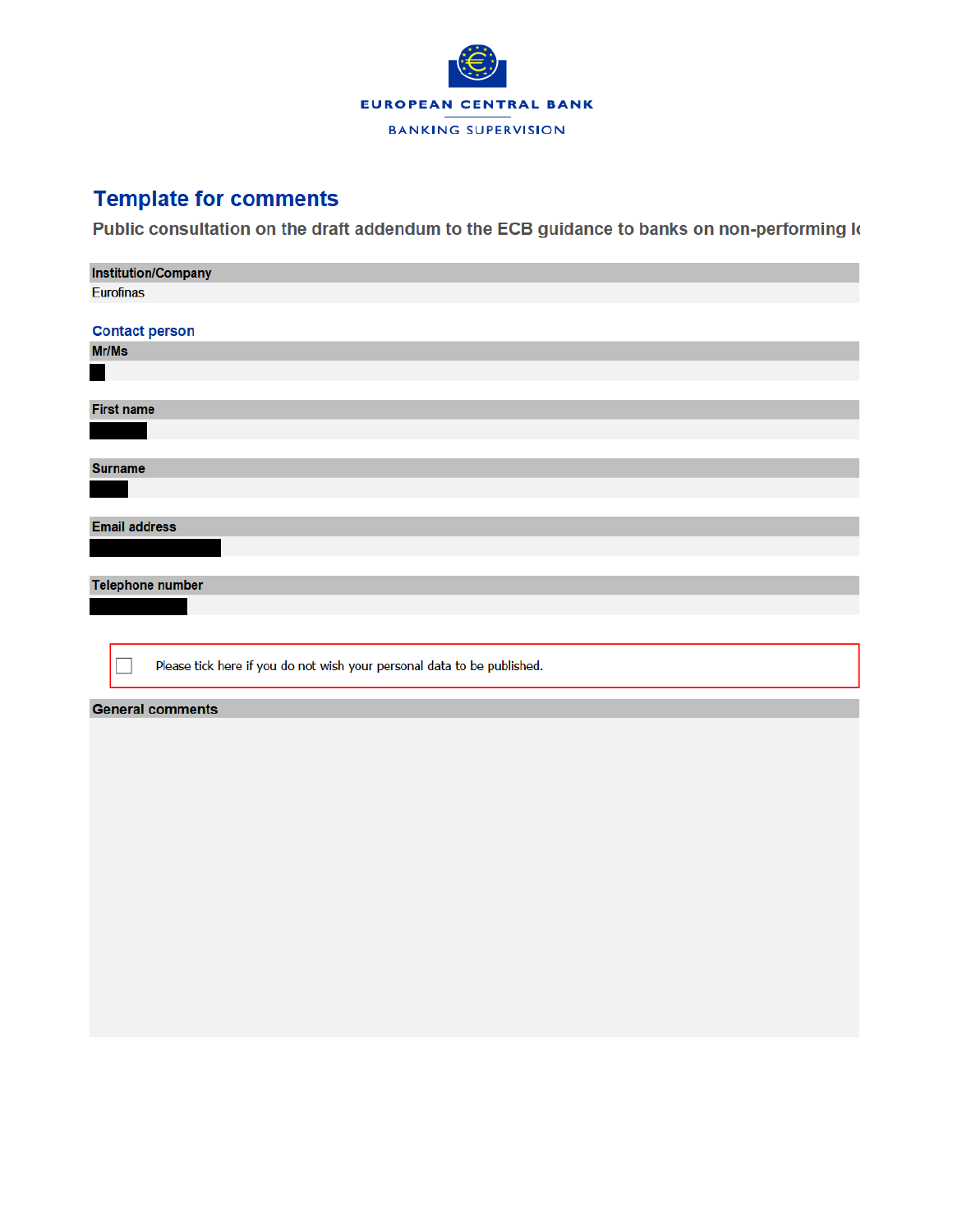EUROPEAN CENTRAL BANK

BANKING SUPERVISION

# Template for comments

## Public consultation on the draft addendum to the ECB guidance to banks on non-performing lo

| Institution/Company |
| --- |
| Eurofinas |

### Contact person

| Mr/Ms |
| --- |
| |

| First name |
| --- |
| |

| Surname |
| --- |
| |

| Email address |
| --- |
| |

| Telephone number |
| --- |
| |

☐ Please tick here if you do not wish your personal data to be published.

| General comments |
| --- |
| |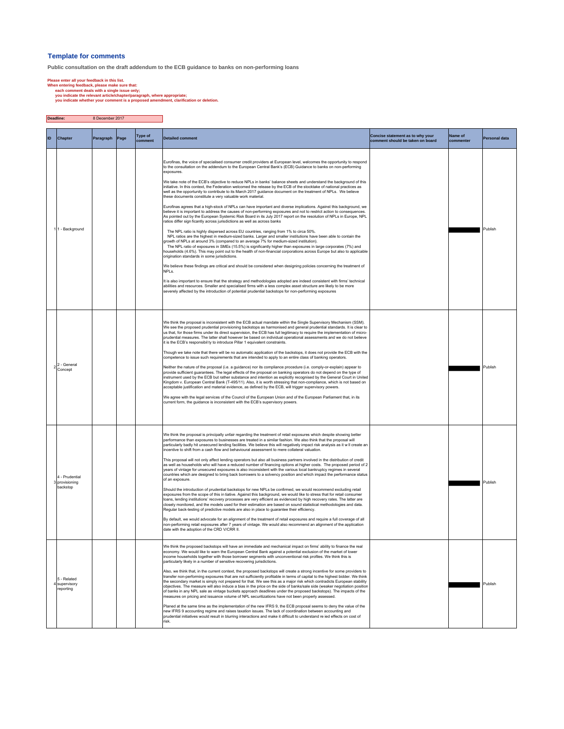## Template for comments

**Public consultation on the draft addendum to the ECB guidance to banks on non-performing loans**

**Please enter all your feedback in this list.**
**When entering feedback, please make sure that:**
- **each comment deals with a single issue only;**
- **you indicate the relevant article/chapter/paragraph, where appropriate;**
- **you indicate whether your comment is a proposed amendment, clarification or deletion.**

| **Deadline:** | 8 December 2017 |
|---|---|

| ID | Chapter | Paragraph | Page | Type of comment | Detailed comment | Concise statement as to why your comment should be taken on board | Name of commenter | Personal data |
|---|---|---|---|---|---|---|---|---|
| 1 | 1 - Background | | | | Eurofinas, the voice of specialised consumer credit providers at European level, welcomes the opportunity to respond to the consultation on the addendum to the European Central Bank's (ECB) Guidance to banks on non-performing exposures.<br><br>We take note of the ECB's objective to reduce NPLs in banks' balance sheets and understand the background of this initiative. In this context, the Federation welcomed the release by the ECB of the stocktake of national practices as well as the opportunity to contribute to its March 2017 guidance document on the treatment of NPLs. We believe these documents constitute a very valuable work material.<br><br>Eurofinas agrees that a high-stock of NPLs can have important and diverse implications. Against this background, we believe it is important to address the causes of non-performing exposures and not to restrict action to consequences. As pointed out by the European Systemic Risk Board in its July 2017 report on the resolution of NPLs in Europe, NPL ratios differ significantly across jurisdictions as well as across banks<br><br>The NPL ratio is highly dispersed across EU countries, ranging from 1% to circa 50%.<br>NPL ratios are the highest in medium-sized banks. Larger and smaller institutions have been able to contain the growth of NPLs at around 3% (compared to an average 7% for medium-sized institution).<br>The NPL ratio of exposures in SMEs (15.5%) is significantly higher than exposures in large corporates (7%) and households (4.6%). This may point out to the health of non-financial corporations across Europe but also to applicable origination standards in some jurisdictions.<br><br>We believe these findings are critical and should be considered when designing policies concerning the treatment of NPLs.<br><br>It is also important to ensure that the strategy and methodologies adopted are indeed consistent with firms' technical abilities and resources. Smaller and specialised firms with a less complex asset structure are likely to be more severely affected by the introduction of potential prudential backstops for non-performing exposures | | | Publish |
| 2 | 2 - General Concept | | | | We think the proposal is inconsistent with the ECB actual mandate within the Single Supervisory Mechanism (SSM). We see the proposed prudential provisioning backstops as harmonised and general prudential standards. It is clear to us that, for those firms under its direct supervision, the ECB has full legitimacy to require the implementation of micro-prudential measures. The latter shall however be based on individual operational assessments and we do not believe it is the ECB's responsibility to introduce Pillar 1 equivalent constraints.<br><br>Though we take note that there will be no automatic application of the backstops, it does not provide the ECB with the competence to issue such requirements that are intended to apply to an entire class of banking operators.<br><br>Neither the nature of the proposal (i.e. a guidance) nor its compliance procedure (i.e. comply-or-explain) appear to provide sufficient guarantees. The legal effects of the proposal on banking operators do not depend on the type of instrument used by the ECB but rather substance and intention as explicitly recognised by the General Court in United Kingdom v. European Central Bank (T-495/11). Also, it is worth stressing that non-compliance, which is not based on acceptable justification and material evidence, as defined by the ECB, will trigger supervisory powers.<br><br>We agree with the legal services of the Council of the European Union and of the European Parliament that, in its current form, the guidance is inconsistent with the ECB's supervisory powers. | | | Publish |
| 3 | 4 - Prudential provisioning backstop | | | | We think the proposal is principally unfair regarding the treatment of retail exposures which despite showing better performance than exposures to businesses are treated in a similar fashion. We also think that the proposal will particularly badly hit unsecured lending facilities. We believe this will negatively impact risk analysis as it will create an incentive to shift from a cash flow and behavioural assessment to mere collateral valuation.<br><br>This proposal will not only affect lending operators but also all business partners involved in the distribution of credit as well as households who will have a reduced number of financing options at higher costs. The proposed period of 2 years of vintage for unsecured exposures is also inconsistent with the various local bankruptcy regimes in several countries which are designed to bring back borrowers to a solvency position and which impact the performance status of an exposure.<br><br>Should the introduction of prudential backstops for new NPLs be confirmed, we would recommend excluding retail exposures from the scope of this initiative. Against this background, we would like to stress that for retail consumer loans, lending institutions' recovery processes are very efficient as evidenced by high recovery rates. The latter are closely monitored, and the models used for their estimation are based on sound statistical methodologies and data. Regular back-testing of predictive models are also in place to guarantee their efficiency.<br><br>By default, we would advocate for an alignment of the treatment of retail exposures and require a full coverage of all non-performing retail exposures after 7 years of vintage. We would also recommend an alignment of the application date with the adoption of the CRD V/CRR II. | | | Publish |
| 4 | 5 - Related supervisory reporting | | | | We think the proposed backstops will have an immediate and mechanical impact on firms' ability to finance the real economy. We would like to warn the European Central Bank against a potential exclusion of the market of lower income households together with those borrower segments with unconventional risk profiles. We think this is particularly likely in a number of sensitive recovering jurisdictions.<br><br>Also, we think that, in the current context, the proposed backstops will create a strong incentive for some providers to transfer non-performing exposures that are not sufficiently profitable in terms of capital to the highest bidder. We think the secondary market is simply not prepared for that. We see this as a major risk which contradicts European stability objectives. The measure will also induce a bias in the price on the side of banks/sale side (weaker negotiation position of banks in any NPL sale as vintage buckets approach deadlines under the proposed backstops). The impacts of the measures on pricing and issuance volume of NPL securitizations have not been properly assessed.<br><br>Planed at the same time as the implementation of the new IFRS 9, the ECB proposal seems to deny the value of the new IFRS 9 accounting regime and raises taxation issues. The lack of coordination between accounting and prudential initiatives would result in blurring interactions and make it difficult to understand real ied effects on cost of risk. | | | Publish |